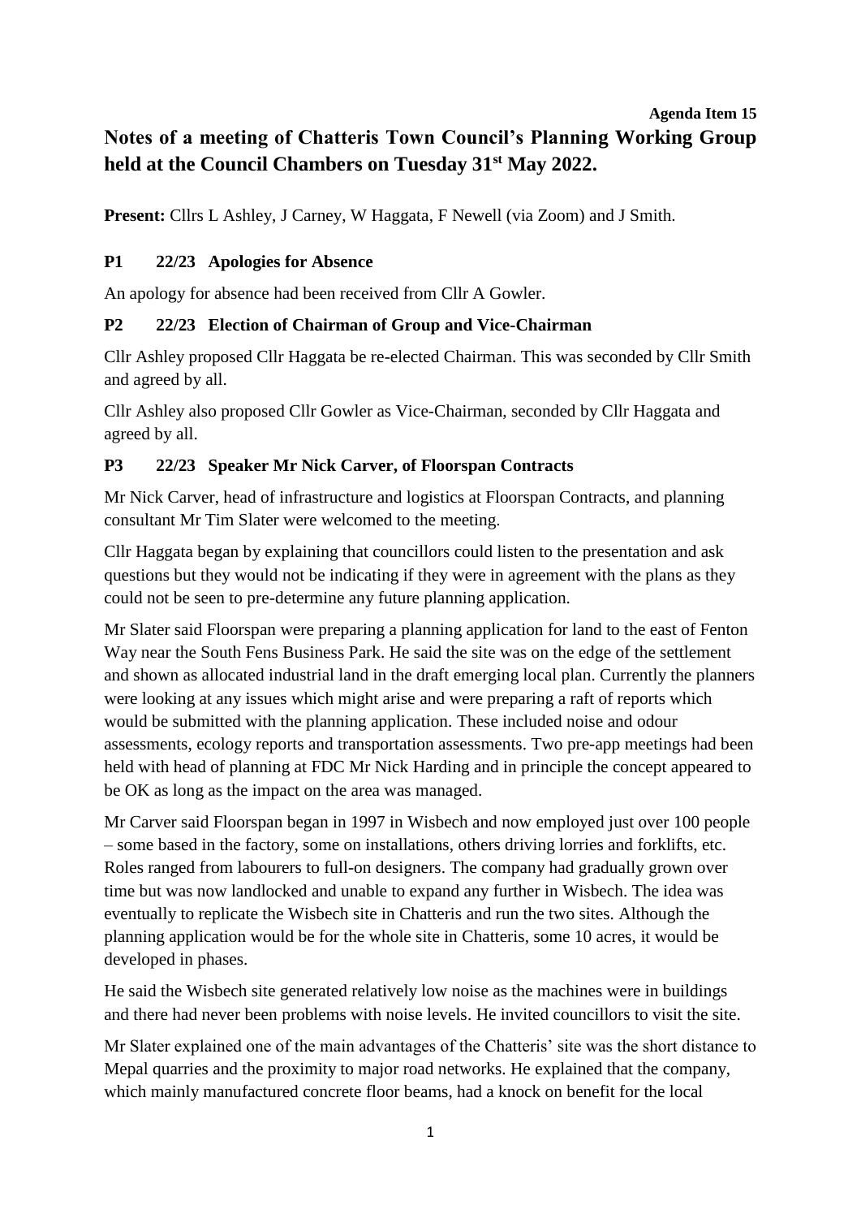**Agenda Item 15**

# Notes of a meeting of Chatteris Town Council's Planning Working Group held at the Council Chambers on Tuesday 31st May 2022.

**Present:** Cllrs L Ashley, J Carney, W Haggata, F Newell (via Zoom) and J Smith.

### P1 22/23 Apologies for Absence

An apology for absence had been received from Cllr A Gowler.

### P2 22/23 Election of Chairman of Group and Vice-Chairman

Cllr Ashley proposed Cllr Haggata be re-elected Chairman. This was seconded by Cllr Smith and agreed by all.

Cllr Ashley also proposed Cllr Gowler as Vice-Chairman, seconded by Cllr Haggata and agreed by all.

### P3 22/23 Speaker Mr Nick Carver, of Floorspan Contracts

Mr Nick Carver, head of infrastructure and logistics at Floorspan Contracts, and planning consultant Mr Tim Slater were welcomed to the meeting.

Cllr Haggata began by explaining that councillors could listen to the presentation and ask questions but they would not be indicating if they were in agreement with the plans as they could not be seen to pre-determine any future planning application.

Mr Slater said Floorspan were preparing a planning application for land to the east of Fenton Way near the South Fens Business Park. He said the site was on the edge of the settlement and shown as allocated industrial land in the draft emerging local plan. Currently the planners were looking at any issues which might arise and were preparing a raft of reports which would be submitted with the planning application. These included noise and odour assessments, ecology reports and transportation assessments. Two pre-app meetings had been held with head of planning at FDC Mr Nick Harding and in principle the concept appeared to be OK as long as the impact on the area was managed.

Mr Carver said Floorspan began in 1997 in Wisbech and now employed just over 100 people – some based in the factory, some on installations, others driving lorries and forklifts, etc. Roles ranged from labourers to full-on designers. The company had gradually grown over time but was now landlocked and unable to expand any further in Wisbech. The idea was eventually to replicate the Wisbech site in Chatteris and run the two sites. Although the planning application would be for the whole site in Chatteris, some 10 acres, it would be developed in phases.

He said the Wisbech site generated relatively low noise as the machines were in buildings and there had never been problems with noise levels. He invited councillors to visit the site.

Mr Slater explained one of the main advantages of the Chatteris' site was the short distance to Mepal quarries and the proximity to major road networks. He explained that the company, which mainly manufactured concrete floor beams, had a knock on benefit for the local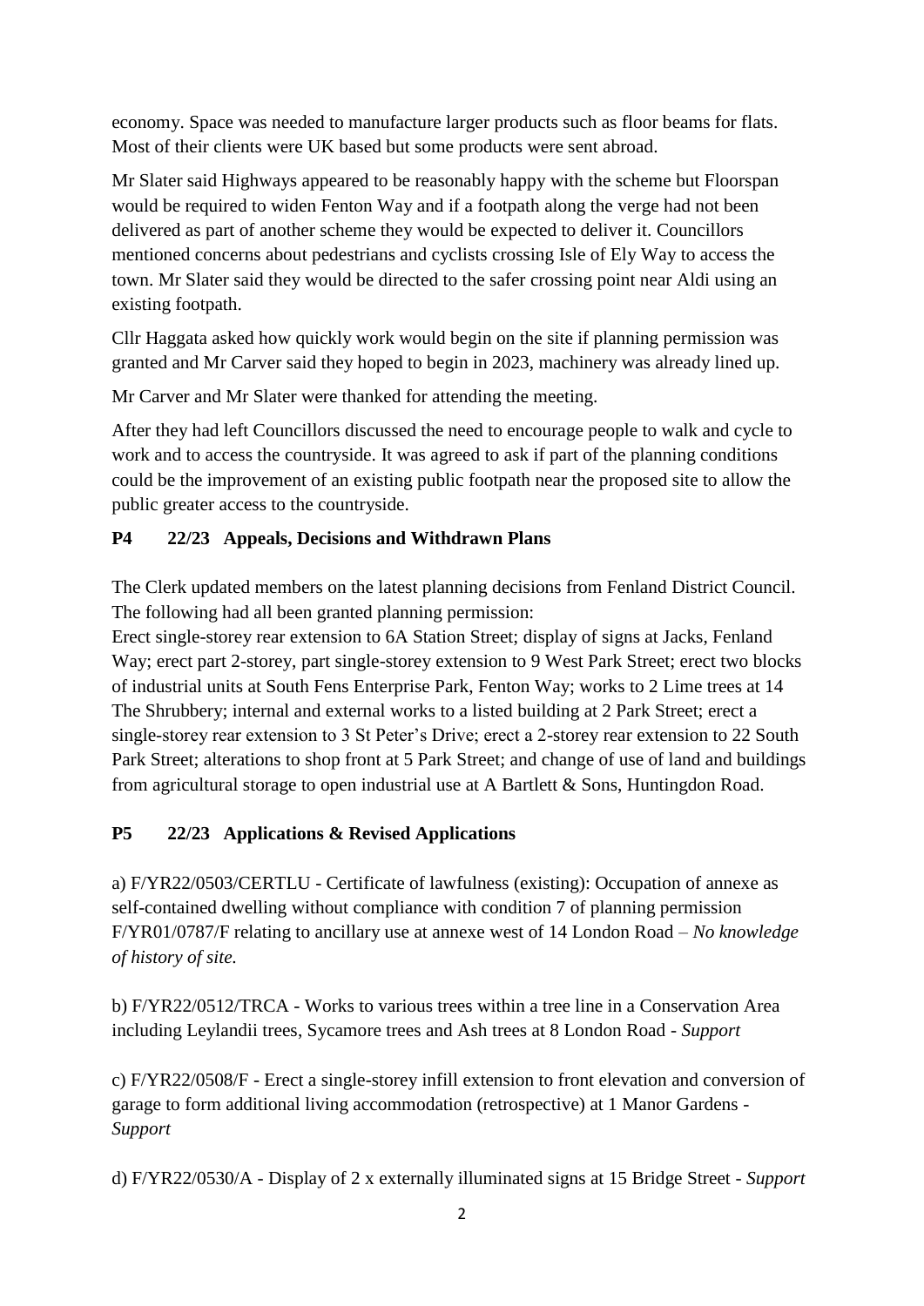economy. Space was needed to manufacture larger products such as floor beams for flats. Most of their clients were UK based but some products were sent abroad.

Mr Slater said Highways appeared to be reasonably happy with the scheme but Floorspan would be required to widen Fenton Way and if a footpath along the verge had not been delivered as part of another scheme they would be expected to deliver it. Councillors mentioned concerns about pedestrians and cyclists crossing Isle of Ely Way to access the town. Mr Slater said they would be directed to the safer crossing point near Aldi using an existing footpath.

Cllr Haggata asked how quickly work would begin on the site if planning permission was granted and Mr Carver said they hoped to begin in 2023, machinery was already lined up.

Mr Carver and Mr Slater were thanked for attending the meeting.

After they had left Councillors discussed the need to encourage people to walk and cycle to work and to access the countryside. It was agreed to ask if part of the planning conditions could be the improvement of an existing public footpath near the proposed site to allow the public greater access to the countryside.

**P4 22/23 Appeals, Decisions and Withdrawn Plans**

The Clerk updated members on the latest planning decisions from Fenland District Council. The following had all been granted planning permission:
Erect single-storey rear extension to 6A Station Street; display of signs at Jacks, Fenland Way; erect part 2-storey, part single-storey extension to 9 West Park Street; erect two blocks of industrial units at South Fens Enterprise Park, Fenton Way; works to 2 Lime trees at 14 The Shrubbery; internal and external works to a listed building at 2 Park Street; erect a single-storey rear extension to 3 St Peter's Drive; erect a 2-storey rear extension to 22 South Park Street; alterations to shop front at 5 Park Street; and change of use of land and buildings from agricultural storage to open industrial use at A Bartlett & Sons, Huntingdon Road.

**P5 22/23 Applications & Revised Applications**

a) F/YR22/0503/CERTLU - Certificate of lawfulness (existing): Occupation of annexe as self-contained dwelling without compliance with condition 7 of planning permission F/YR01/0787/F relating to ancillary use at annexe west of 14 London Road – *No knowledge of history of site.*

b) F/YR22/0512/TRCA - Works to various trees within a tree line in a Conservation Area including Leylandii trees, Sycamore trees and Ash trees at 8 London Road - *Support*

c) F/YR22/0508/F - Erect a single-storey infill extension to front elevation and conversion of garage to form additional living accommodation (retrospective) at 1 Manor Gardens - *Support*

d) F/YR22/0530/A - Display of 2 x externally illuminated signs at 15 Bridge Street - *Support*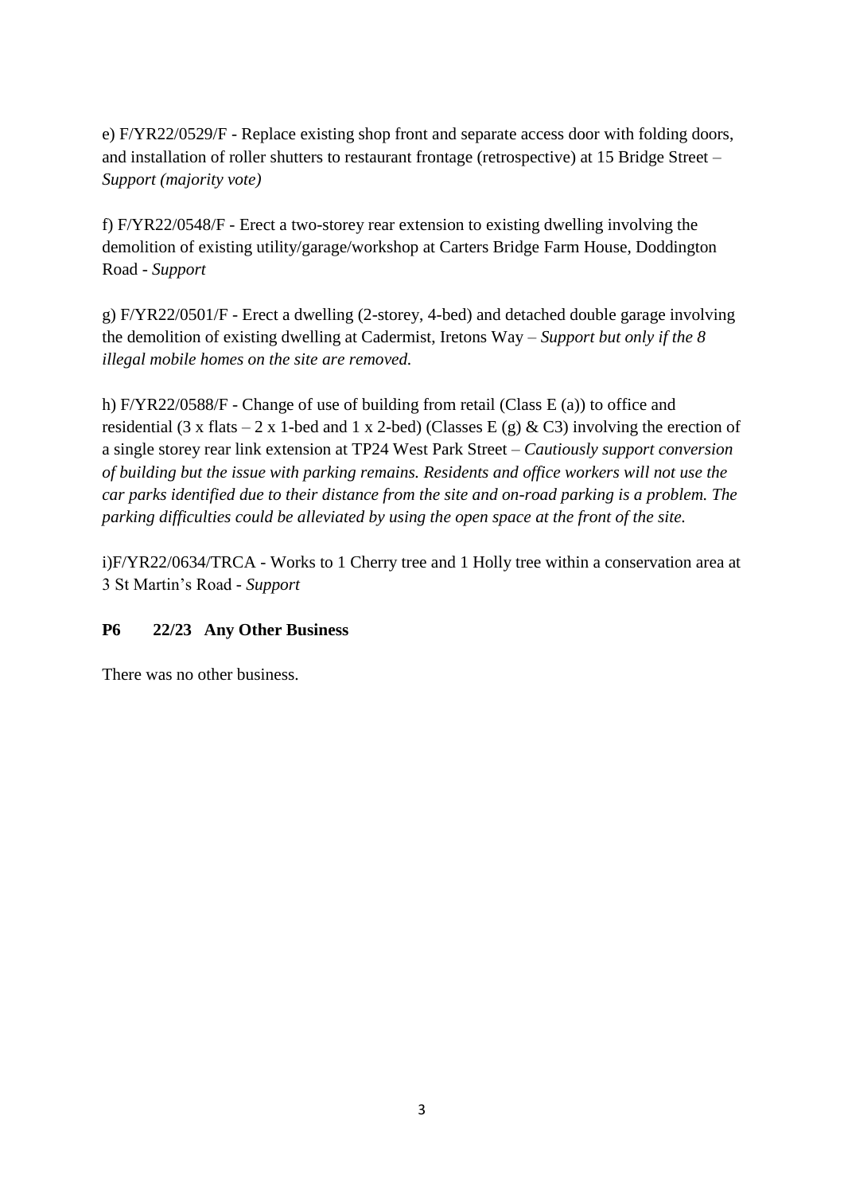e) F/YR22/0529/F - Replace existing shop front and separate access door with folding doors, and installation of roller shutters to restaurant frontage (retrospective) at 15 Bridge Street – *Support (majority vote)*

f) F/YR22/0548/F - Erect a two-storey rear extension to existing dwelling involving the demolition of existing utility/garage/workshop at Carters Bridge Farm House, Doddington Road - *Support*

g) F/YR22/0501/F - Erect a dwelling (2-storey, 4-bed) and detached double garage involving the demolition of existing dwelling at Cadermist, Iretons Way – *Support but only if the 8 illegal mobile homes on the site are removed.*

h) F/YR22/0588/F - Change of use of building from retail (Class E (a)) to office and residential (3 x flats – 2 x 1-bed and 1 x 2-bed) (Classes E (g) & C3) involving the erection of a single storey rear link extension at TP24 West Park Street – *Cautiously support conversion of building but the issue with parking remains. Residents and office workers will not use the car parks identified due to their distance from the site and on-road parking is a problem. The parking difficulties could be alleviated by using the open space at the front of the site.*

i)F/YR22/0634/TRCA - Works to 1 Cherry tree and 1 Holly tree within a conservation area at 3 St Martin's Road - *Support*

**P6 22/23 Any Other Business**

There was no other business.